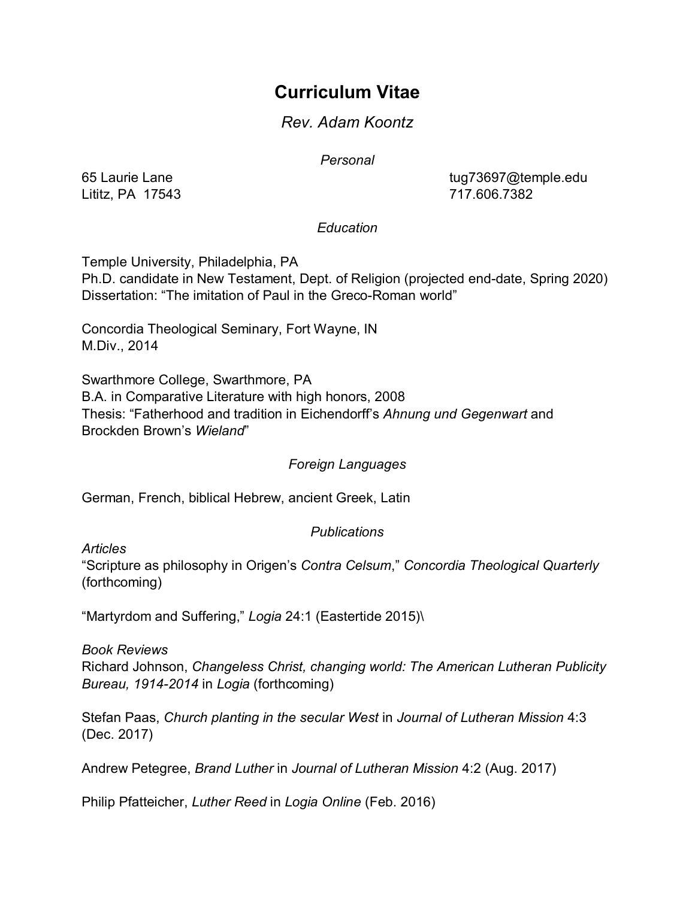# Curriculum Vitae

*Rev. Adam Koontz*

## *Personal*

65 Laurie Lane
Lititz, PA 17543

tug73697@temple.edu
717.606.7382

## *Education*

Temple University, Philadelphia, PA
Ph.D. candidate in New Testament, Dept. of Religion (projected end-date, Spring 2020)
Dissertation: "The imitation of Paul in the Greco-Roman world"

Concordia Theological Seminary, Fort Wayne, IN
M.Div., 2014

Swarthmore College, Swarthmore, PA
B.A. in Comparative Literature with high honors, 2008
Thesis: "Fatherhood and tradition in Eichendorff's *Ahnung und Gegenwart* and Brockden Brown's *Wieland*"

## *Foreign Languages*

German, French, biblical Hebrew, ancient Greek, Latin

## *Publications*

*Articles*

"Scripture as philosophy in Origen's *Contra Celsum*," *Concordia Theological Quarterly* (forthcoming)

"Martyrdom and Suffering," *Logia* 24:1 (Eastertide 2015)\

*Book Reviews*

Richard Johnson, *Changeless Christ, changing world: The American Lutheran Publicity Bureau, 1914-2014* in *Logia* (forthcoming)

Stefan Paas, *Church planting in the secular West* in *Journal of Lutheran Mission* 4:3 (Dec. 2017)

Andrew Petegree, *Brand Luther* in *Journal of Lutheran Mission* 4:2 (Aug. 2017)

Philip Pfatteicher, *Luther Reed* in *Logia Online* (Feb. 2016)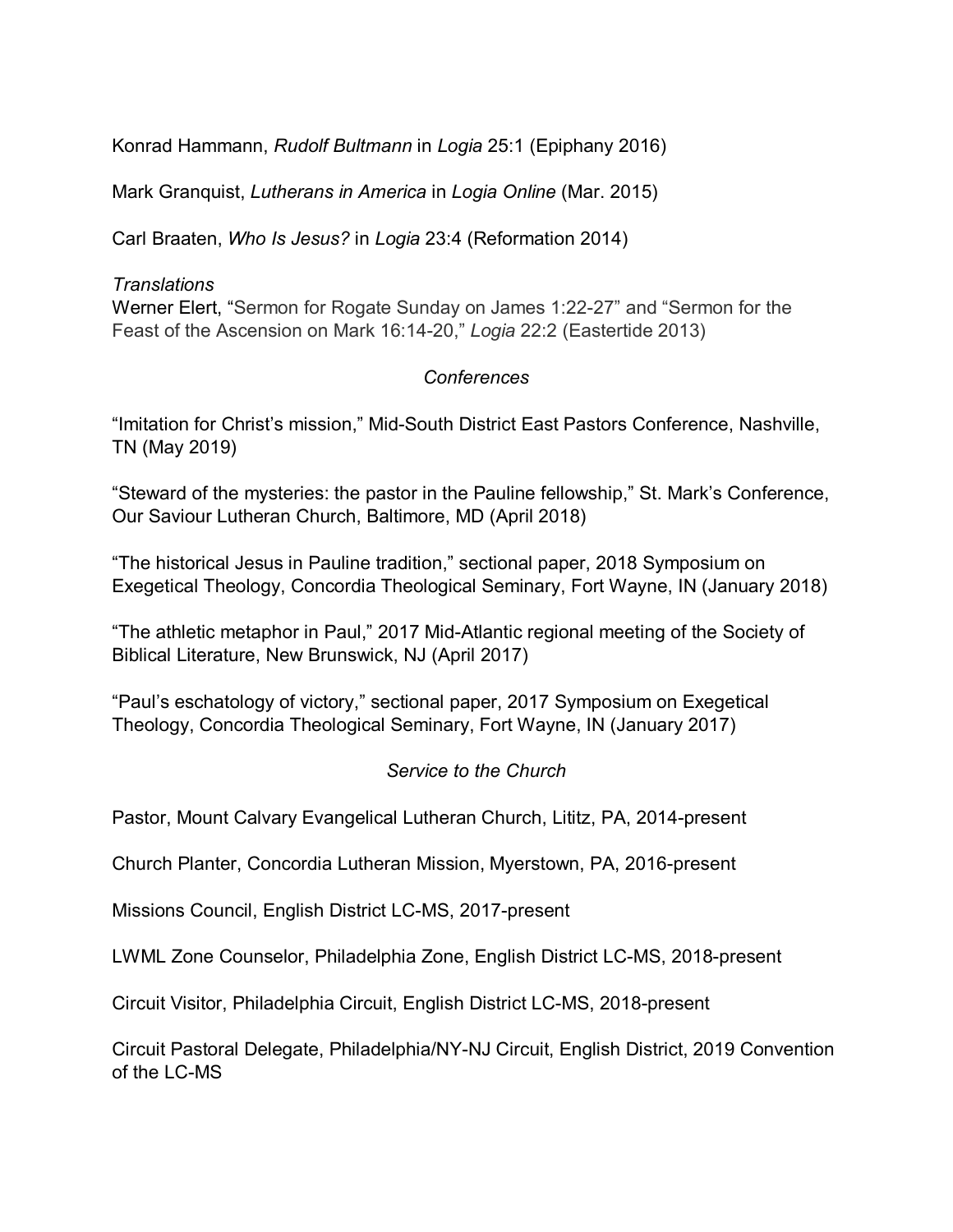Konrad Hammann, *Rudolf Bultmann* in *Logia* 25:1 (Epiphany 2016)

Mark Granquist, *Lutherans in America* in *Logia Online* (Mar. 2015)

Carl Braaten, *Who Is Jesus?* in *Logia* 23:4 (Reformation 2014)

*Translations*
Werner Elert, "Sermon for Rogate Sunday on James 1:22-27" and "Sermon for the Feast of the Ascension on Mark 16:14-20," *Logia* 22:2 (Eastertide 2013)

*Conferences*

"Imitation for Christ's mission," Mid-South District East Pastors Conference, Nashville, TN (May 2019)

"Steward of the mysteries: the pastor in the Pauline fellowship," St. Mark's Conference, Our Saviour Lutheran Church, Baltimore, MD (April 2018)

"The historical Jesus in Pauline tradition," sectional paper, 2018 Symposium on Exegetical Theology, Concordia Theological Seminary, Fort Wayne, IN (January 2018)

"The athletic metaphor in Paul," 2017 Mid-Atlantic regional meeting of the Society of Biblical Literature, New Brunswick, NJ (April 2017)

"Paul's eschatology of victory," sectional paper, 2017 Symposium on Exegetical Theology, Concordia Theological Seminary, Fort Wayne, IN (January 2017)

*Service to the Church*

Pastor, Mount Calvary Evangelical Lutheran Church, Lititz, PA, 2014-present

Church Planter, Concordia Lutheran Mission, Myerstown, PA, 2016-present

Missions Council, English District LC-MS, 2017-present

LWML Zone Counselor, Philadelphia Zone, English District LC-MS, 2018-present

Circuit Visitor, Philadelphia Circuit, English District LC-MS, 2018-present

Circuit Pastoral Delegate, Philadelphia/NY-NJ Circuit, English District, 2019 Convention of the LC-MS